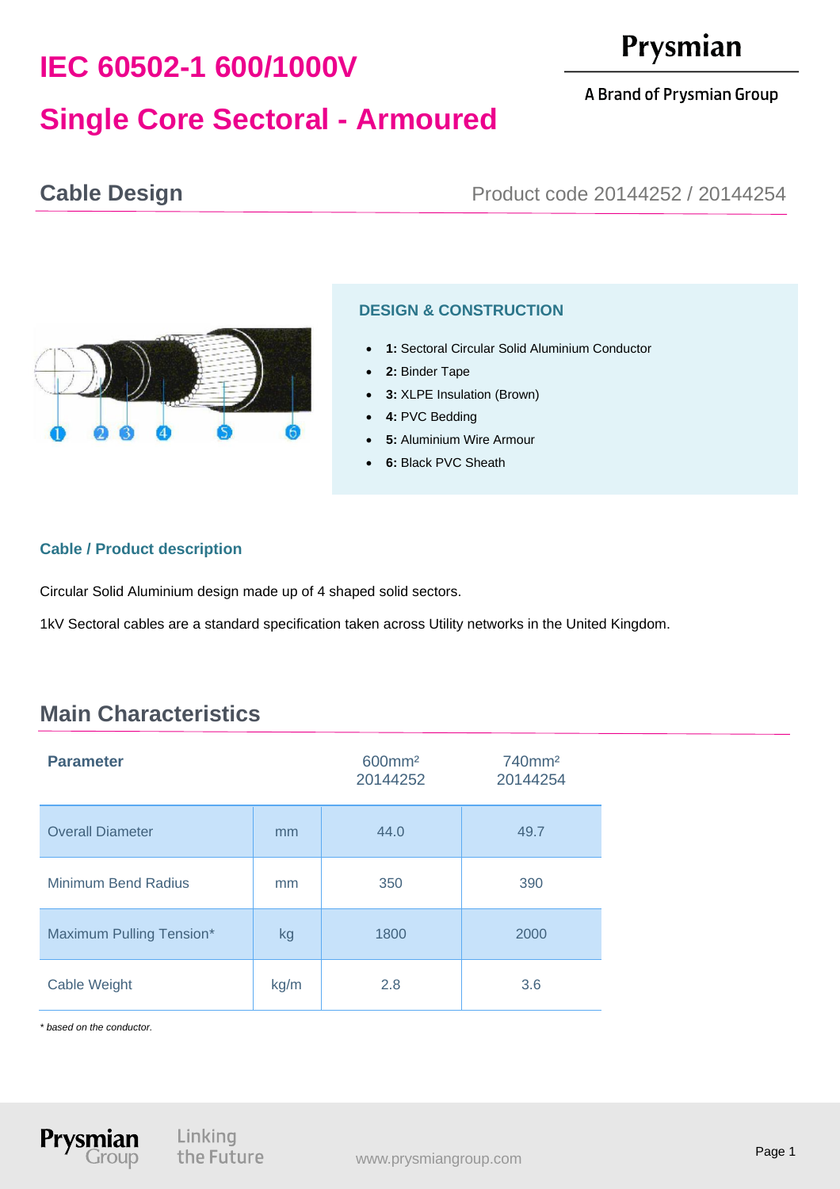# IEC 60502-1 600/1000V

# Single Core Sectoral - Armoured

Prysmian

A Brand of Prysmian Group

## Cable Design

Product code 20144252 / 20144254

### DESIGN & CONSTRUCTION

- **1:** Sectoral Circular Solid Aluminium Conductor
- **2:** Binder Tape
- **3:** XLPE Insulation (Brown)
- **4:** PVC Bedding
- **5:** Aluminium Wire Armour
- **6:** Black PVC Sheath

### Cable / Product description

Circular Solid Aluminium design made up of 4 shaped solid sectors.

1kV Sectoral cables are a standard specification taken across Utility networks in the United Kingdom.

## Main Characteristics

| Parameter | | 600mm² 20144252 | 740mm² 20144254 |
|---|---|---|---|
| Overall Diameter | mm | 44.0 | 49.7 |
| Minimum Bend Radius | mm | 350 | 390 |
| Maximum Pulling Tension* | kg | 1800 | 2000 |
| Cable Weight | kg/m | 2.8 | 3.6 |

*\* based on the conductor.*

Prysmian Group

Linking the Future

www.prysmiangroup.com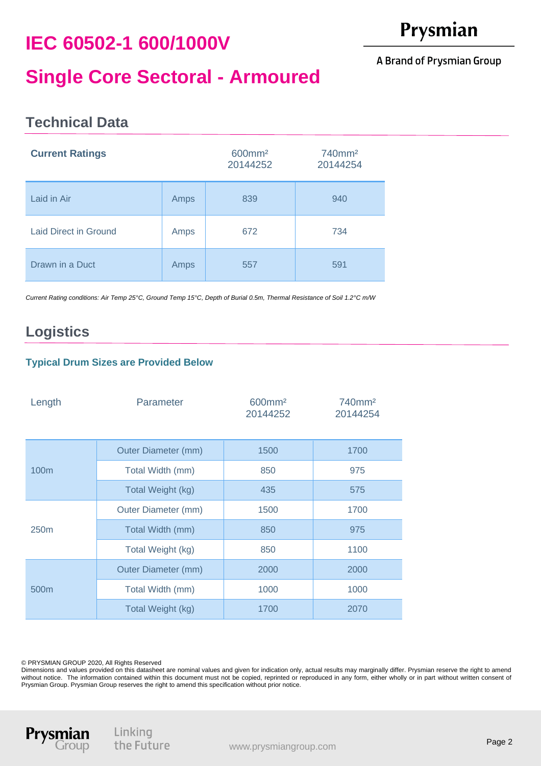# IEC 60502-1 600/1000V

# Single Core Sectoral - Armoured

Prysmian

A Brand of Prysmian Group

## Technical Data

| Current Ratings | | 600mm² 20144252 | 740mm² 20144254 |
|---|---|---|---|
| Laid in Air | Amps | 839 | 940 |
| Laid Direct in Ground | Amps | 672 | 734 |
| Drawn in a Duct | Amps | 557 | 591 |

*Current Rating conditions: Air Temp 25°C, Ground Temp 15°C, Depth of Burial 0.5m, Thermal Resistance of Soil 1.2°C m/W*

## Logistics

### Typical Drum Sizes are Provided Below

| Length | Parameter | 600mm² 20144252 | 740mm² 20144254 |
|---|---|---|---|
| 100m | Outer Diameter (mm) | 1500 | 1700 |
| | Total Width (mm) | 850 | 975 |
| | Total Weight (kg) | 435 | 575 |
| 250m | Outer Diameter (mm) | 1500 | 1700 |
| | Total Width (mm) | 850 | 975 |
| | Total Weight (kg) | 850 | 1100 |
| 500m | Outer Diameter (mm) | 2000 | 2000 |
| | Total Width (mm) | 1000 | 1000 |
| | Total Weight (kg) | 1700 | 2070 |

© PRYSMIAN GROUP 2020, All Rights Reserved
Dimensions and values provided on this datasheet are nominal values and given for indication only, actual results may marginally differ. Prysmian reserve the right to amend without notice. The information contained within this document must not be copied, reprinted or reproduced in any form, either wholly or in part without written consent of Prysmian Group. Prysmian Group reserves the right to amend this specification without prior notice.

Prysmian Group — Linking the Future — www.prysmiangroup.com